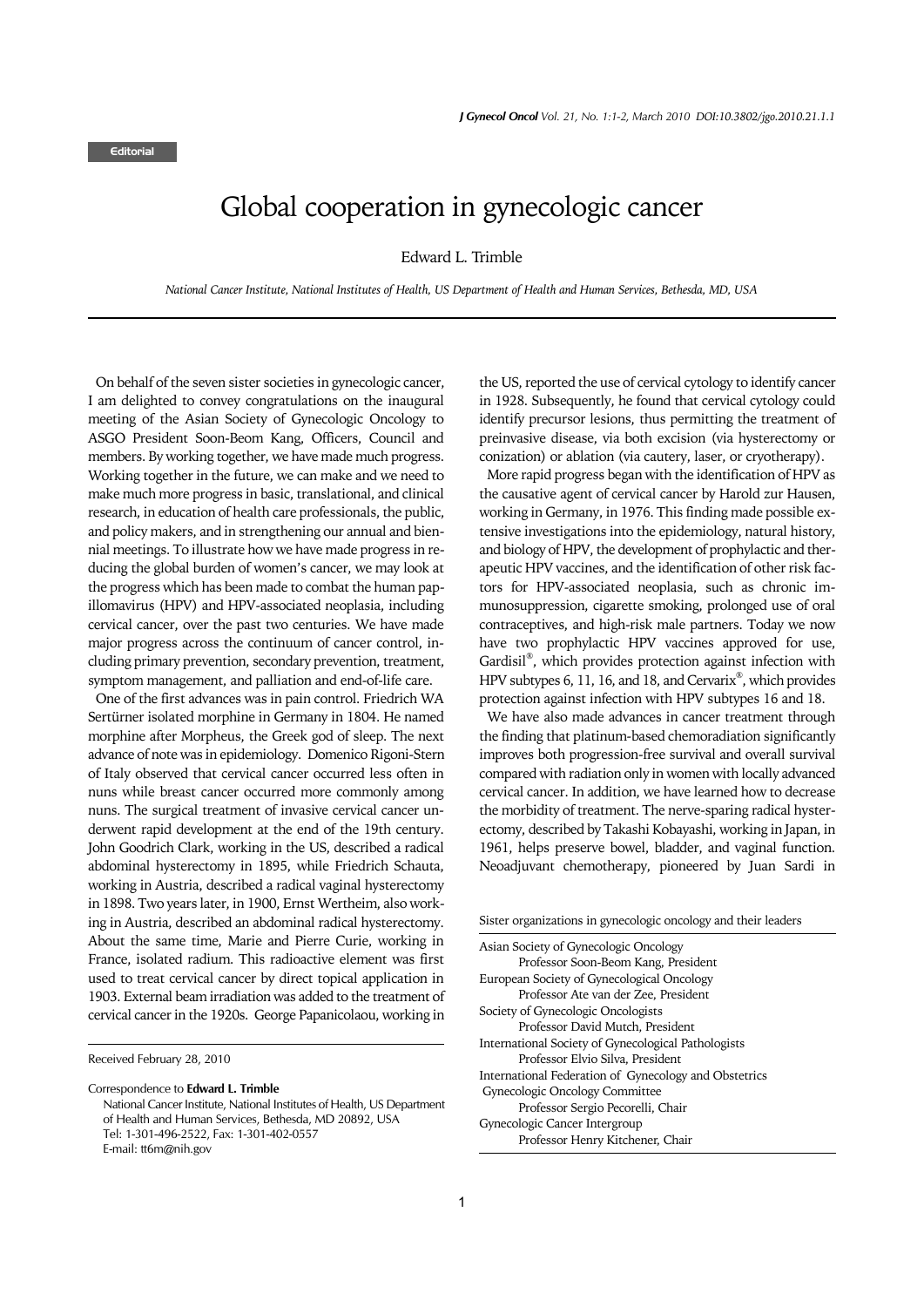Editorial

# Global cooperation in gynecologic cancer

Edward L. Trimble

*National Cancer Institute, National Institutes of Health, US Department of Health and Human Services, Bethesda, MD, USA*

On behalf of the seven sister societies in gynecologic cancer, I am delighted to convey congratulations on the inaugural meeting of the Asian Society of Gynecologic Oncology to ASGO President Soon-Beom Kang, Officers, Council and members. By working together, we have made much progress. Working together in the future, we can make and we need to make much more progress in basic, translational, and clinical research, in education of health care professionals, the public, and policy makers, and in strengthening our annual and biennial meetings. To illustrate how we have made progress in reducing the global burden of women's cancer, we may look at the progress which has been made to combat the human papillomavirus (HPV) and HPV-associated neoplasia, including cervical cancer, over the past two centuries. We have made major progress across the continuum of cancer control, including primary prevention, secondary prevention, treatment, symptom management, and palliation and end-of-life care.

One of the first advances was in pain control. Friedrich WA Sertürner isolated morphine in Germany in 1804. He named morphine after Morpheus, the Greek god of sleep. The next advance of note was in epidemiology. Domenico Rigoni-Stern of Italy observed that cervical cancer occurred less often in nuns while breast cancer occurred more commonly among nuns. The surgical treatment of invasive cervical cancer underwent rapid development at the end of the 19th century. John Goodrich Clark, working in the US, described a radical abdominal hysterectomy in 1895, while Friedrich Schauta, working in Austria, described a radical vaginal hysterectomy in 1898. Two years later, in 1900, Ernst Wertheim, also working in Austria, described an abdominal radical hysterectomy. About the same time, Marie and Pierre Curie, working in France, isolated radium. This radioactive element was first used to treat cervical cancer by direct topical application in 1903. External beam irradiation was added to the treatment of cervical cancer in the 1920s. George Papanicolaou, working in the US, reported the use of cervical cytology to identify cancer in 1928. Subsequently, he found that cervical cytology could identify precursor lesions, thus permitting the treatment of preinvasive disease, via both excision (via hysterectomy or conization) or ablation (via cautery, laser, or cryotherapy).

More rapid progress began with the identification of HPV as the causative agent of cervical cancer by Harold zur Hausen, working in Germany, in 1976. This finding made possible extensive investigations into the epidemiology, natural history, and biology of HPV, the development of prophylactic and therapeutic HPV vaccines, and the identification of other risk factors for HPV-associated neoplasia, such as chronic immunosuppression, cigarette smoking, prolonged use of oral contraceptives, and high-risk male partners. Today we now have two prophylactic HPV vaccines approved for use, Gardisil®, which provides protection against infection with HPV subtypes 6, 11, 16, and 18, and Cervarix®, which provides protection against infection with HPV subtypes 16 and 18.

We have also made advances in cancer treatment through the finding that platinum-based chemoradiation significantly improves both progression-free survival and overall survival compared with radiation only in women with locally advanced cervical cancer. In addition, we have learned how to decrease the morbidity of treatment. The nerve-sparing radical hysterectomy, described by Takashi Kobayashi, working in Japan, in 1961, helps preserve bowel, bladder, and vaginal function. Neoadjuvant chemotherapy, pioneered by Juan Sardi in

Sister organizations in gynecologic oncology and their leaders

- Asian Society of Gynecologic Oncology
  - Professor Soon-Beom Kang, President
- European Society of Gynecological Oncology
  - Professor Ate van der Zee, President
- Society of Gynecologic Oncologists
  - Professor David Mutch, President
- International Society of Gynecological Pathologists
  - Professor Elvio Silva, President
- International Federation of Gynecology and Obstetrics Gynecologic Oncology Committee
  - Professor Sergio Pecorelli, Chair
- Gynecologic Cancer Intergroup
  - Professor Henry Kitchener, Chair

Received February 28, 2010

Correspondence to **Edward L. Trimble**
National Cancer Institute, National Institutes of Health, US Department of Health and Human Services, Bethesda, MD 20892, USA
Tel: 1-301-496-2522, Fax: 1-301-402-0557
E-mail: tt6m@nih.gov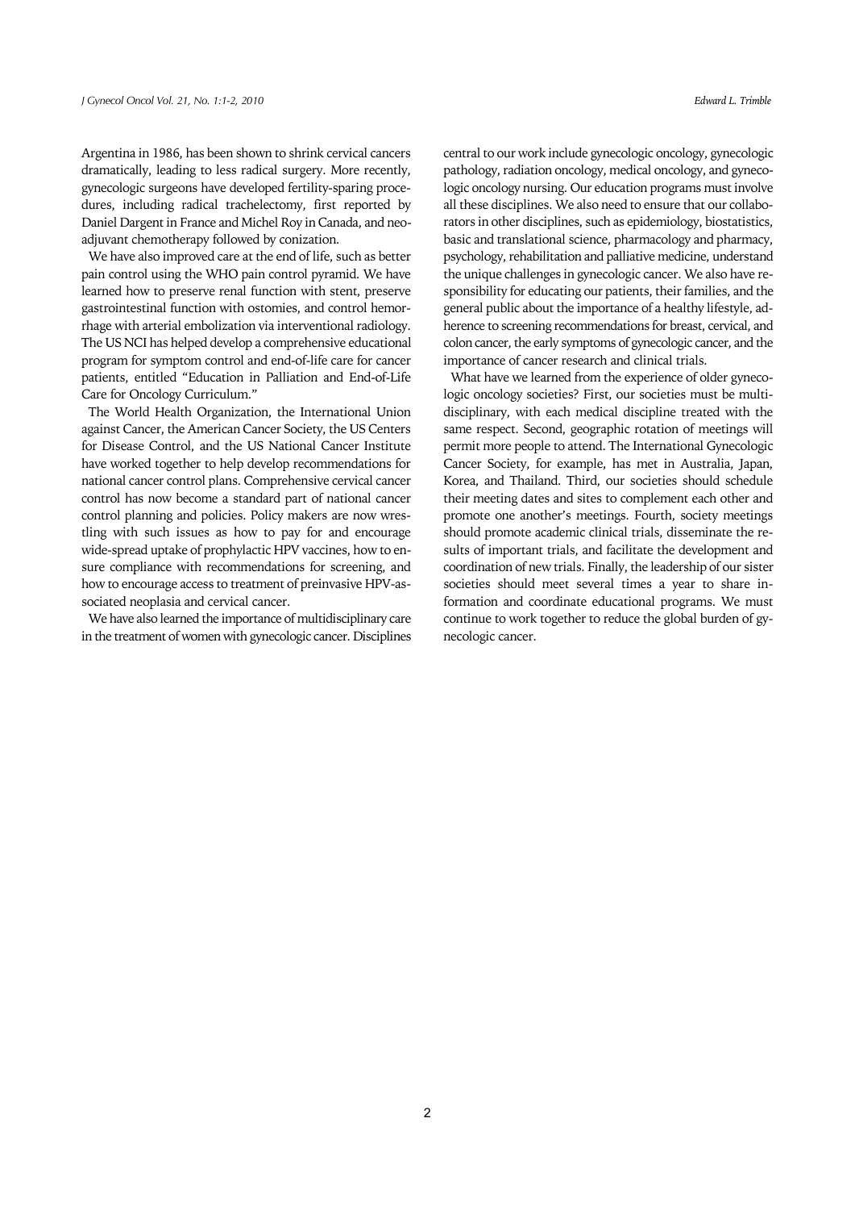Argentina in 1986, has been shown to shrink cervical cancers dramatically, leading to less radical surgery. More recently, gynecologic surgeons have developed fertility-sparing procedures, including radical trachelectomy, first reported by Daniel Dargent in France and Michel Roy in Canada, and neoadjuvant chemotherapy followed by conization.

We have also improved care at the end of life, such as better pain control using the WHO pain control pyramid. We have learned how to preserve renal function with stent, preserve gastrointestinal function with ostomies, and control hemorrhage with arterial embolization via interventional radiology. The US NCI has helped develop a comprehensive educational program for symptom control and end-of-life care for cancer patients, entitled "Education in Palliation and End-of-Life Care for Oncology Curriculum."

The World Health Organization, the International Union against Cancer, the American Cancer Society, the US Centers for Disease Control, and the US National Cancer Institute have worked together to help develop recommendations for national cancer control plans. Comprehensive cervical cancer control has now become a standard part of national cancer control planning and policies. Policy makers are now wrestling with such issues as how to pay for and encourage wide-spread uptake of prophylactic HPV vaccines, how to ensure compliance with recommendations for screening, and how to encourage access to treatment of preinvasive HPV-associated neoplasia and cervical cancer.

We have also learned the importance of multidisciplinary care in the treatment of women with gynecologic cancer. Disciplines central to our work include gynecologic oncology, gynecologic pathology, radiation oncology, medical oncology, and gynecologic oncology nursing. Our education programs must involve all these disciplines. We also need to ensure that our collaborators in other disciplines, such as epidemiology, biostatistics, basic and translational science, pharmacology and pharmacy, psychology, rehabilitation and palliative medicine, understand the unique challenges in gynecologic cancer. We also have responsibility for educating our patients, their families, and the general public about the importance of a healthy lifestyle, adherence to screening recommendations for breast, cervical, and colon cancer, the early symptoms of gynecologic cancer, and the importance of cancer research and clinical trials.

What have we learned from the experience of older gynecologic oncology societies? First, our societies must be multidisciplinary, with each medical discipline treated with the same respect. Second, geographic rotation of meetings will permit more people to attend. The International Gynecologic Cancer Society, for example, has met in Australia, Japan, Korea, and Thailand. Third, our societies should schedule their meeting dates and sites to complement each other and promote one another's meetings. Fourth, society meetings should promote academic clinical trials, disseminate the results of important trials, and facilitate the development and coordination of new trials. Finally, the leadership of our sister societies should meet several times a year to share information and coordinate educational programs. We must continue to work together to reduce the global burden of gynecologic cancer.